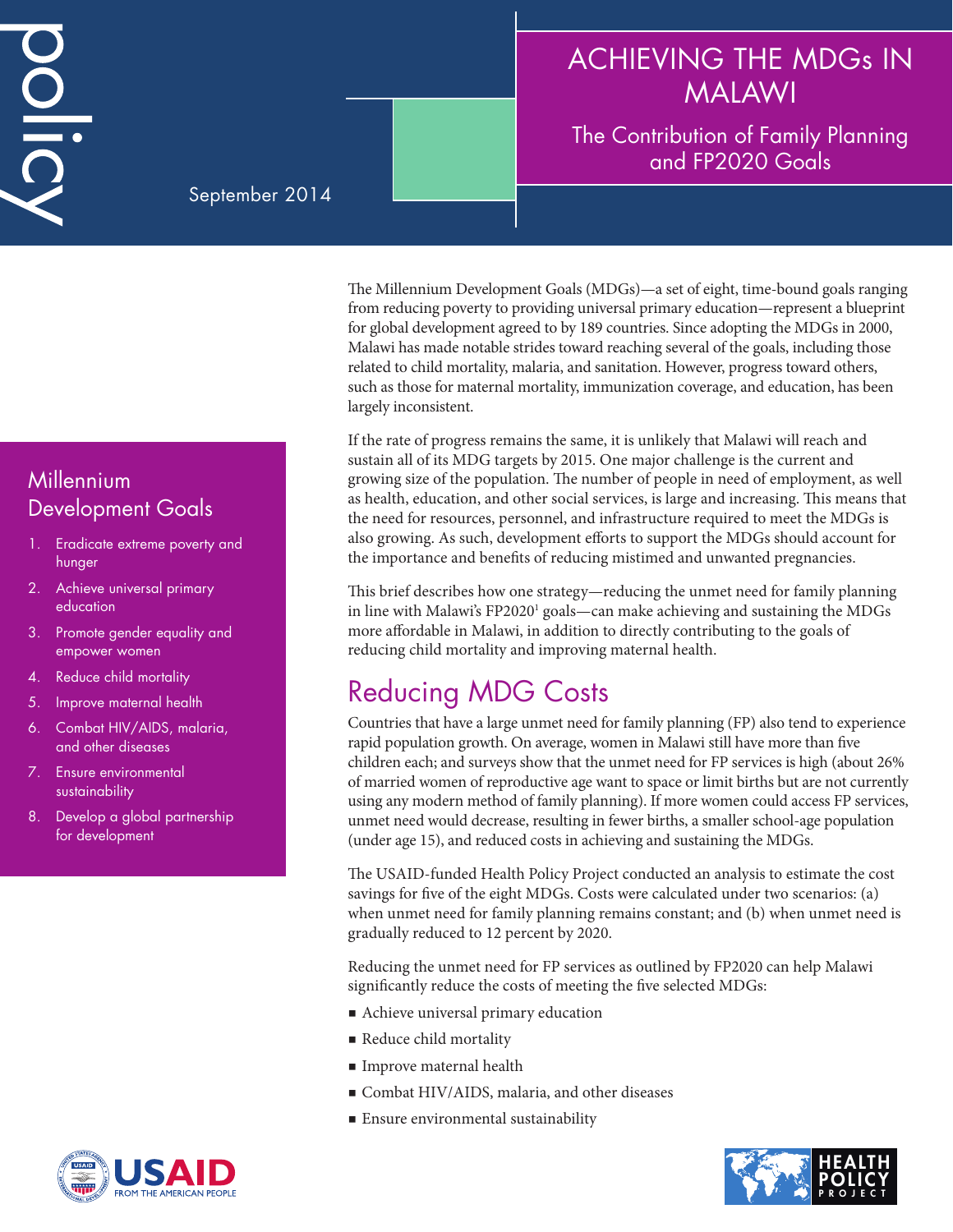policy

September 2014

# ACHIEVING THE MDGs IN MALAWI

## The Contribution of Family Planning and FP2020 Goals

The Millennium Development Goals (MDGs)—a set of eight, time-bound goals ranging from reducing poverty to providing universal primary education—represent a blueprint for global development agreed to by 189 countries. Since adopting the MDGs in 2000, Malawi has made notable strides toward reaching several of the goals, including those related to child mortality, malaria, and sanitation. However, progress toward others, such as those for maternal mortality, immunization coverage, and education, has been largely inconsistent.

If the rate of progress remains the same, it is unlikely that Malawi will reach and sustain all of its MDG targets by 2015. One major challenge is the current and growing size of the population. The number of people in need of employment, as well as health, education, and other social services, is large and increasing. This means that the need for resources, personnel, and infrastructure required to meet the MDGs is also growing. As such, development efforts to support the MDGs should account for the importance and benefits of reducing mistimed and unwanted pregnancies.

This brief describes how one strategy—reducing the unmet need for family planning in line with Malawi's FP2020[1] goals—can make achieving and sustaining the MDGs more affordable in Malawi, in addition to directly contributing to the goals of reducing child mortality and improving maternal health.

### Millennium Development Goals

1. Eradicate extreme poverty and hunger
2. Achieve universal primary education
3. Promote gender equality and empower women
4. Reduce child mortality
5. Improve maternal health
6. Combat HIV/AIDS, malaria, and other diseases
7. Ensure environmental sustainability
8. Develop a global partnership for development

## Reducing MDG Costs

Countries that have a large unmet need for family planning (FP) also tend to experience rapid population growth. On average, women in Malawi still have more than five children each; and surveys show that the unmet need for FP services is high (about 26% of married women of reproductive age want to space or limit births but are not currently using any modern method of family planning). If more women could access FP services, unmet need would decrease, resulting in fewer births, a smaller school-age population (under age 15), and reduced costs in achieving and sustaining the MDGs.

The USAID-funded Health Policy Project conducted an analysis to estimate the cost savings for five of the eight MDGs. Costs were calculated under two scenarios: (a) when unmet need for family planning remains constant; and (b) when unmet need is gradually reduced to 12 percent by 2020.

Reducing the unmet need for FP services as outlined by FP2020 can help Malawi significantly reduce the costs of meeting the five selected MDGs:

- Achieve universal primary education
- Reduce child mortality
- Improve maternal health
- Combat HIV/AIDS, malaria, and other diseases
- Ensure environmental sustainability

USAID FROM THE AMERICAN PEOPLE

HEALTH POLICY PROJECT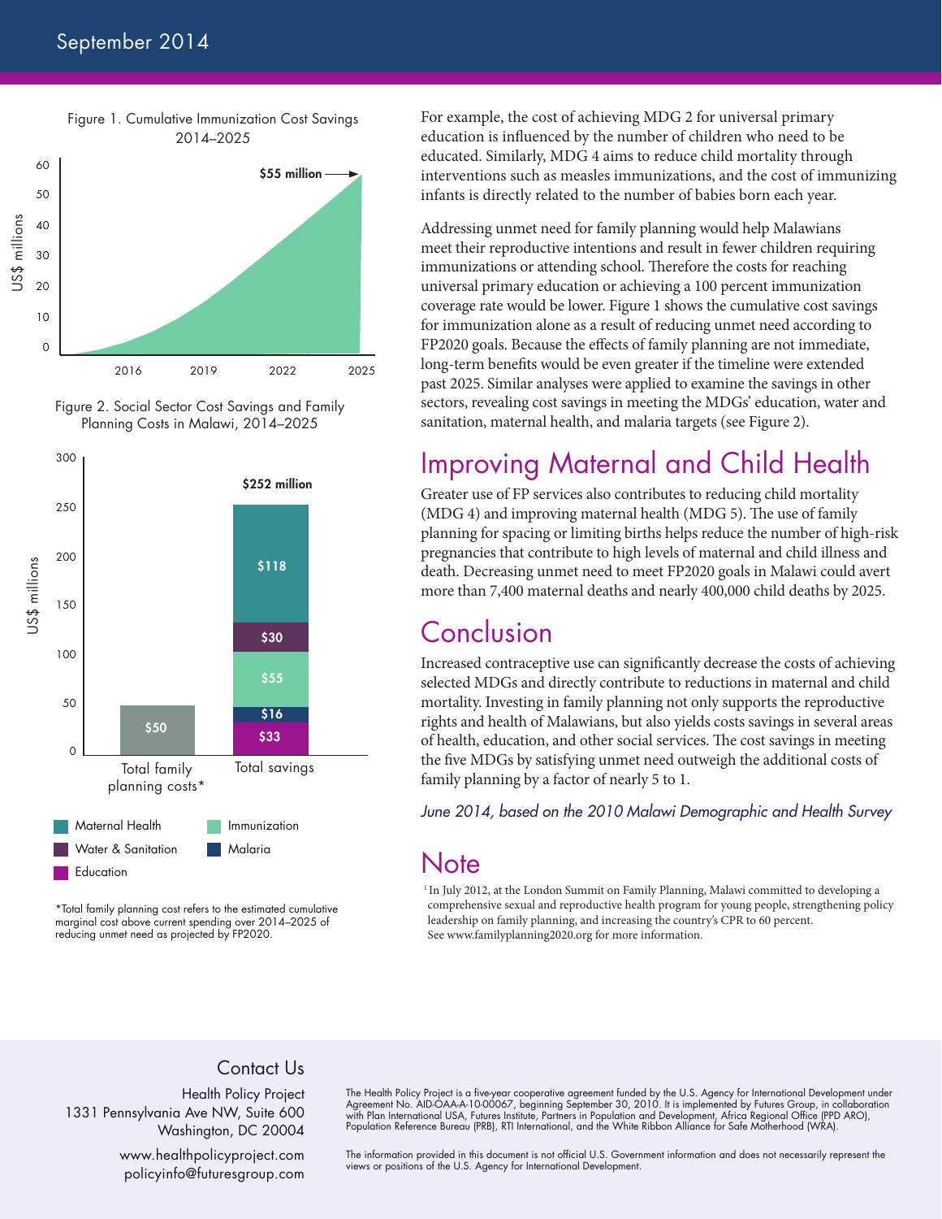Figure 1. Cumulative Immunization Cost Savings 2014–2025

$55 million

US$ millions

60
50
40
30
20
10
0

2016
2019
2022
2025

Figure 2. Social Sector Cost Savings and Family Planning Costs in Malawi, 2014–2025

US$ millions

300
250
200
150
100
50
0

$252 million

$118
$30
$55
$16
$33

$50

Total family planning costs*

Total savings

Maternal Health
Immunization
Water & Sanitation
Malaria
Education

*Total family planning cost refers to the estimated cumulative marginal cost above current spending over 2014–2025 of reducing unmet need as projected by FP2020.

For example, the cost of achieving MDG 2 for universal primary education is influenced by the number of children who need to be educated. Similarly, MDG 4 aims to reduce child mortality through interventions such as measles immunizations, and the cost of immunizing infants is directly related to the number of babies born each year.

Addressing unmet need for family planning would help Malawians meet their reproductive intentions and result in fewer children requiring immunizations or attending school. Therefore the costs for reaching universal primary education or achieving a 100 percent immunization coverage rate would be lower. Figure 1 shows the cumulative cost savings for immunization alone as a result of reducing unmet need according to FP2020 goals. Because the effects of family planning are not immediate, long-term benefits would be even greater if the timeline were extended past 2025. Similar analyses were applied to examine the savings in other sectors, revealing cost savings in meeting the MDGs' education, water and sanitation, maternal health, and malaria targets (see Figure 2).

## Improving Maternal and Child Health

Greater use of FP services also contributes to reducing child mortality (MDG 4) and improving maternal health (MDG 5). The use of family planning for spacing or limiting births helps reduce the number of high-risk pregnancies that contribute to high levels of maternal and child illness and death. Decreasing unmet need to meet FP2020 goals in Malawi could avert more than 7,400 maternal deaths and nearly 400,000 child deaths by 2025.

## Conclusion

Increased contraceptive use can significantly decrease the costs of achieving selected MDGs and directly contribute to reductions in maternal and child mortality. Investing in family planning not only supports the reproductive rights and health of Malawians, but also yields costs savings in several areas of health, education, and other social services. The cost savings in meeting the five MDGs by satisfying unmet need outweigh the additional costs of family planning by a factor of nearly 5 to 1.

*June 2014, based on the 2010 Malawi Demographic and Health Survey*

## Note

[1] In July 2012, at the London Summit on Family Planning, Malawi committed to developing a comprehensive sexual and reproductive health program for young people, strengthening policy leadership on family planning, and increasing the country's CPR to 60 percent. See www.familyplanning2020.org for more information.

### Contact Us

Health Policy Project
1331 Pennsylvania Ave NW, Suite 600
Washington, DC 20004

www.healthpolicyproject.com
policyinfo@futuresgroup.com

The Health Policy Project is a five-year cooperative agreement funded by the U.S. Agency for International Development under Agreement No. AID-OAA-A-10-00067, beginning September 30, 2010. It is implemented by Futures Group, in collaboration with Plan International USA, Futures Institute, Partners in Population and Development, Africa Regional Office (PPD ARO), Population Reference Bureau (PRB), RTI International, and the White Ribbon Alliance for Safe Motherhood (WRA).

The information provided in this document is not official U.S. Government information and does not necessarily represent the views or positions of the U.S. Agency for International Development.